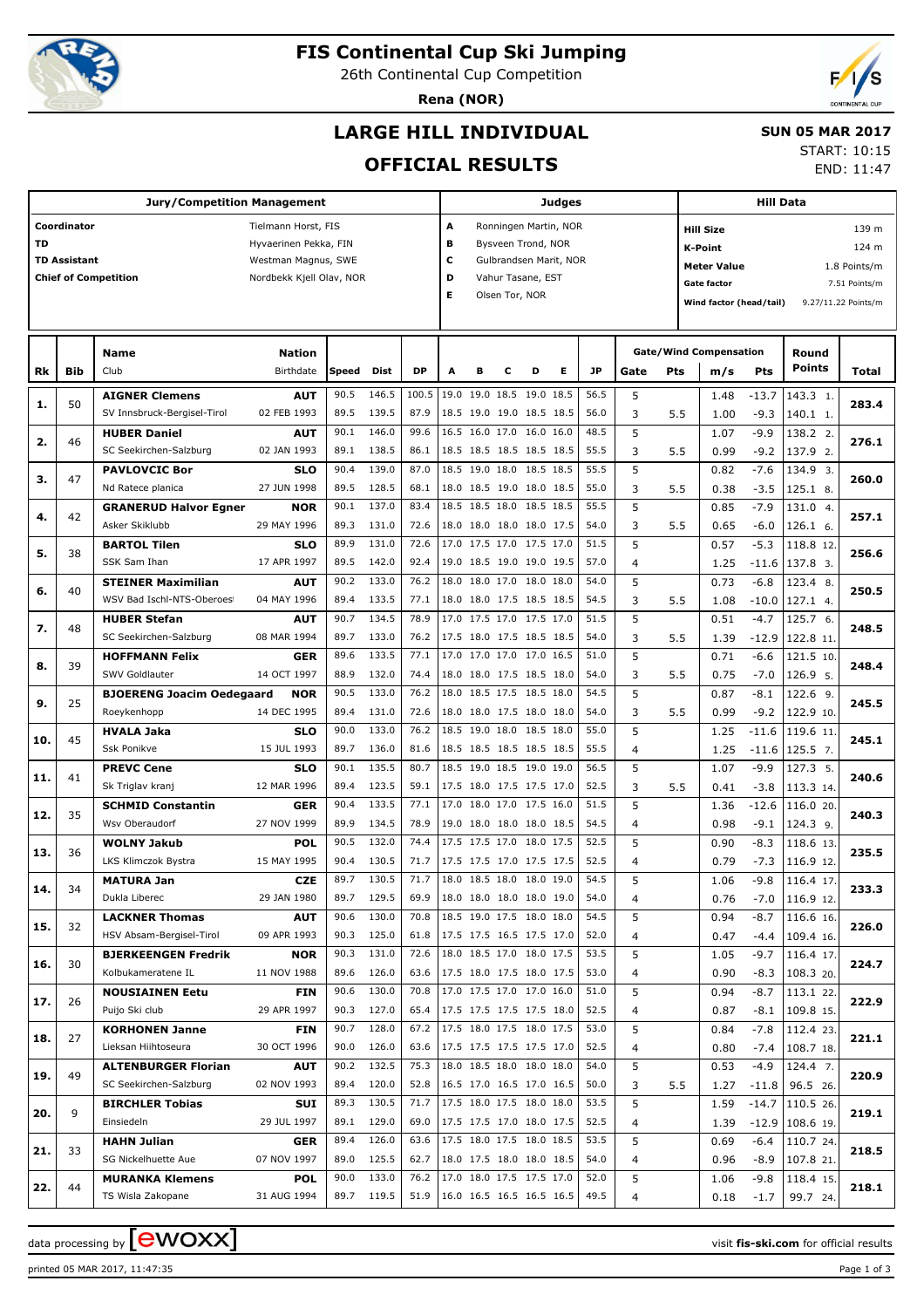# FIS Continental Cup Ski Jumping

26th Continental Cup Competition

**Rena (NOR)**

## LARGE HILL INDIVIDUAL

## OFFICIAL RESULTS

**SUN 05 MAR 2017**

START: 10:15

END: 11:47

| Jury/Competition Management | | Judges | | Hill Data | |
|---|---|---|---|---|---|
| Coordinator | Tielmann Horst, FIS | A | Ronningen Martin, NOR | Hill Size | 139 m |
| TD | Hyvaerinen Pekka, FIN | B | Bysveen Trond, NOR | K-Point | 124 m |
| TD Assistant | Westman Magnus, SWE | C | Gulbrandsen Marit, NOR | Meter Value | 1.8 Points/m |
| Chief of Competition | Nordbekk Kjell Olav, NOR | D | Vahur Tasane, EST | Gate factor | 7.51 Points/m |
| | | E | Olsen Tor, NOR | Wind factor (head/tail) | 9.27/11.22 Points/m |

| Rk | Bib | Name / Club | Nation / Birthdate | Speed | Dist | DP | A | B | C | D | E | JP | Gate | Pts | m/s | Pts | Round Points | Total |
|---|---|---|---|---|---|---|---|---|---|---|---|---|---|---|---|---|---|---|
| 1. | 50 | **AIGNER Clemens** | **AUT** | 90.5 | 146.5 | 100.5 | 19.0 | 19.0 | 18.5 | 19.0 | 18.5 | 56.5 | 5 | | 1.48 | -13.7 | 143.3 1. | 283.4 |
| | | SV Innsbruck-Bergisel-Tirol | 02 FEB 1993 | 89.5 | 139.5 | 87.9 | 18.5 | 19.0 | 19.0 | 18.5 | 18.5 | 56.0 | 3 | 5.5 | 1.00 | -9.3 | 140.1 1. | |
| 2. | 46 | **HUBER Daniel** | **AUT** | 90.1 | 146.0 | 99.6 | 16.5 | 16.0 | 17.0 | 16.0 | 16.0 | 48.5 | 5 | | 1.07 | -9.9 | 138.2 2. | 276.1 |
| | | SC Seekirchen-Salzburg | 02 JAN 1993 | 89.1 | 138.5 | 86.1 | 18.5 | 18.5 | 18.5 | 18.5 | 18.5 | 55.5 | 3 | 5.5 | 0.99 | -9.2 | 137.9 2. | |
| 3. | 47 | **PAVLOVCIC Bor** | **SLO** | 90.4 | 139.0 | 87.0 | 18.5 | 19.0 | 18.0 | 18.5 | 18.5 | 55.5 | 5 | | 0.82 | -7.6 | 134.9 3. | 260.0 |
| | | Nd Ratece planica | 27 JUN 1998 | 89.5 | 128.5 | 68.1 | 18.0 | 18.5 | 19.0 | 18.0 | 18.5 | 55.0 | 3 | 5.5 | 0.38 | -3.5 | 125.1 8. | |
| 4. | 42 | **GRANERUD Halvor Egner** | **NOR** | 90.1 | 137.0 | 83.4 | 18.5 | 18.5 | 18.0 | 18.5 | 18.5 | 55.5 | 5 | | 0.85 | -7.9 | 131.0 4. | 257.1 |
| | | Asker Skiklubb | 29 MAY 1996 | 89.3 | 131.0 | 72.6 | 18.0 | 18.0 | 18.0 | 18.0 | 17.5 | 54.0 | 3 | 5.5 | 0.65 | -6.0 | 126.1 6. | |
| 5. | 38 | **BARTOL Tilen** | **SLO** | 89.9 | 131.0 | 72.6 | 17.0 | 17.5 | 17.0 | 17.5 | 17.0 | 51.5 | 5 | | 0.57 | -5.3 | 118.8 12. | 256.6 |
| | | SSK Sam Ihan | 17 APR 1997 | 89.5 | 142.0 | 92.4 | 19.0 | 18.5 | 19.0 | 19.0 | 19.5 | 57.0 | 4 | | 1.25 | -11.6 | 137.8 3. | |
| 6. | 40 | **STEINER Maximilian** | **AUT** | 90.2 | 133.0 | 76.2 | 18.0 | 18.0 | 17.0 | 18.0 | 18.0 | 54.0 | 5 | | 0.73 | -6.8 | 123.4 8. | 250.5 |
| | | WSV Bad Ischl-NTS-Oberoes | 04 MAY 1996 | 89.4 | 133.5 | 77.1 | 18.0 | 18.0 | 17.5 | 18.5 | 18.5 | 54.5 | 3 | 5.5 | 1.08 | -10.0 | 127.1 4. | |
| 7. | 48 | **HUBER Stefan** | **AUT** | 90.7 | 134.5 | 78.9 | 17.0 | 17.5 | 17.0 | 17.5 | 17.0 | 51.5 | 5 | | 0.51 | -4.7 | 125.7 6. | 248.5 |
| | | SC Seekirchen-Salzburg | 08 MAR 1994 | 89.7 | 133.0 | 76.2 | 17.5 | 18.0 | 17.5 | 18.5 | 18.5 | 54.0 | 3 | 5.5 | 1.39 | -12.9 | 122.8 11. | |
| 8. | 39 | **HOFFMANN Felix** | **GER** | 89.6 | 133.5 | 77.1 | 17.0 | 17.0 | 17.0 | 17.0 | 16.5 | 51.0 | 5 | | 0.71 | -6.6 | 121.5 10. | 248.4 |
| | | SWV Goldlauter | 14 OCT 1997 | 88.9 | 132.0 | 74.4 | 18.0 | 18.0 | 17.5 | 18.5 | 18.0 | 54.0 | 3 | 5.5 | 0.75 | -7.0 | 126.9 5. | |
| 9. | 25 | **BJOERENG Joacim Oedegaard** | **NOR** | 90.5 | 133.0 | 76.2 | 18.0 | 18.5 | 17.5 | 18.5 | 18.0 | 54.5 | 5 | | 0.87 | -8.1 | 122.6 9. | 245.5 |
| | | Roeykenhopp | 14 DEC 1995 | 89.4 | 131.0 | 72.6 | 18.0 | 18.0 | 17.5 | 18.0 | 18.0 | 54.0 | 3 | 5.5 | 0.99 | -9.2 | 122.9 10. | |
| 10. | 45 | **HVALA Jaka** | **SLO** | 90.0 | 133.0 | 76.2 | 18.5 | 19.0 | 18.0 | 18.5 | 18.0 | 55.0 | 5 | | 1.25 | -11.6 | 119.6 11. | 245.1 |
| | | Ssk Ponikve | 15 JUL 1993 | 89.7 | 136.0 | 81.6 | 18.5 | 18.5 | 18.5 | 18.5 | 18.5 | 55.5 | 4 | | 1.25 | -11.6 | 125.5 7. | |
| 11. | 41 | **PREVC Cene** | **SLO** | 90.1 | 135.5 | 80.7 | 18.5 | 19.0 | 18.5 | 19.0 | 19.0 | 56.5 | 5 | | 1.07 | -9.9 | 127.3 5. | 240.6 |
| | | Sk Triglav kranj | 12 MAR 1996 | 89.4 | 123.5 | 59.1 | 17.5 | 18.0 | 17.5 | 17.5 | 17.0 | 52.5 | 3 | 5.5 | 0.41 | -3.8 | 113.3 14. | |
| 12. | 35 | **SCHMID Constantin** | **GER** | 90.4 | 133.5 | 77.1 | 17.0 | 18.0 | 17.0 | 17.5 | 16.0 | 51.5 | 5 | | 1.36 | -12.6 | 116.0 20. | 240.3 |
| | | Wsv Oberaudorf | 27 NOV 1999 | 89.9 | 134.5 | 78.9 | 19.0 | 18.0 | 18.0 | 18.0 | 18.5 | 54.5 | 4 | | 0.98 | -9.1 | 124.3 9. | |
| 13. | 36 | **WOLNY Jakub** | **POL** | 90.5 | 132.0 | 74.4 | 17.5 | 17.5 | 17.0 | 18.0 | 17.5 | 52.5 | 5 | | 0.90 | -8.3 | 118.6 13. | 235.5 |
| | | LKS Klimczok Bystra | 15 MAY 1995 | 90.4 | 130.5 | 71.7 | 17.5 | 17.5 | 17.0 | 17.5 | 17.5 | 52.5 | 4 | | 0.79 | -7.3 | 116.9 12. | |
| 14. | 34 | **MATURA Jan** | **CZE** | 89.7 | 130.5 | 71.7 | 18.0 | 18.5 | 18.0 | 18.0 | 19.0 | 54.5 | 5 | | 1.06 | -9.8 | 116.4 17. | 233.3 |
| | | Dukla Liberec | 29 JAN 1980 | 89.7 | 129.5 | 69.9 | 18.0 | 18.0 | 18.0 | 18.0 | 19.0 | 54.0 | 4 | | 0.76 | -7.0 | 116.9 12. | |
| 15. | 32 | **LACKNER Thomas** | **AUT** | 90.6 | 130.0 | 70.8 | 18.5 | 19.0 | 17.5 | 18.0 | 18.0 | 54.5 | 5 | | 0.94 | -8.7 | 116.6 16. | 226.0 |
| | | HSV Absam-Bergisel-Tirol | 09 APR 1993 | 90.3 | 125.0 | 61.8 | 17.5 | 17.5 | 16.5 | 17.5 | 17.0 | 52.0 | 4 | | 0.47 | -4.4 | 109.4 16. | |
| 16. | 30 | **BJERKEENGEN Fredrik** | **NOR** | 90.3 | 131.0 | 72.6 | 18.0 | 18.5 | 17.0 | 18.0 | 17.5 | 53.5 | 5 | | 1.05 | -9.7 | 116.4 17. | 224.7 |
| | | Kolbukameratene IL | 11 NOV 1988 | 89.6 | 126.0 | 63.6 | 17.5 | 18.0 | 17.5 | 18.0 | 17.5 | 53.0 | 4 | | 0.90 | -8.3 | 108.3 20. | |
| 17. | 26 | **NOUSIAINEN Eetu** | **FIN** | 90.6 | 130.0 | 70.8 | 17.0 | 17.5 | 17.0 | 17.0 | 16.0 | 51.0 | 5 | | 0.94 | -8.7 | 113.1 22. | 222.9 |
| | | Puijo Ski club | 29 APR 1997 | 90.3 | 127.0 | 65.4 | 17.5 | 17.5 | 17.5 | 17.5 | 18.0 | 52.5 | 4 | | 0.87 | -8.1 | 109.8 15. | |
| 18. | 27 | **KORHONEN Janne** | **FIN** | 90.7 | 128.0 | 67.2 | 17.5 | 18.0 | 17.5 | 18.0 | 17.5 | 53.0 | 5 | | 0.84 | -7.8 | 112.4 23. | 221.1 |
| | | Lieksan Hiihtoseura | 30 OCT 1996 | 90.0 | 126.0 | 63.6 | 17.5 | 17.5 | 17.5 | 17.5 | 17.0 | 52.5 | 4 | | 0.80 | -7.4 | 108.7 18. | |
| 19. | 49 | **ALTENBURGER Florian** | **AUT** | 90.2 | 132.5 | 75.3 | 18.0 | 18.5 | 18.0 | 18.0 | 18.0 | 54.0 | 5 | | 0.53 | -4.9 | 124.4 7. | 220.9 |
| | | SC Seekirchen-Salzburg | 02 NOV 1993 | 89.4 | 120.0 | 52.8 | 16.5 | 17.0 | 16.5 | 17.0 | 16.5 | 50.0 | 3 | 5.5 | 1.27 | -11.8 | 96.5 26. | |
| 20. | 9 | **BIRCHLER Tobias** | **SUI** | 89.3 | 130.5 | 71.7 | 17.5 | 18.0 | 17.5 | 18.0 | 18.0 | 53.5 | 5 | | 1.59 | -14.7 | 110.5 26. | 219.1 |
| | | Einsiedeln | 29 JUL 1997 | 89.1 | 129.0 | 69.0 | 17.5 | 17.5 | 17.0 | 18.0 | 17.5 | 52.5 | 4 | | 1.39 | -12.9 | 108.6 19. | |
| 21. | 33 | **HAHN Julian** | **GER** | 89.4 | 126.0 | 63.6 | 17.5 | 18.0 | 17.5 | 18.0 | 18.5 | 53.5 | 5 | | 0.69 | -6.4 | 110.7 24. | 218.5 |
| | | SG Nickelhuette Aue | 07 NOV 1997 | 89.0 | 125.5 | 62.7 | 18.0 | 17.5 | 18.0 | 18.0 | 18.5 | 54.0 | 4 | | 0.96 | -8.9 | 107.8 21. | |
| 22. | 44 | **MURANKA Klemens** | **POL** | 90.0 | 133.0 | 76.2 | 17.0 | 18.0 | 17.5 | 17.5 | 17.0 | 52.0 | 5 | | 1.06 | -9.8 | 118.4 15. | 218.1 |
| | | TS Wisla Zakopane | 31 AUG 1994 | 89.7 | 119.5 | 51.9 | 16.0 | 16.5 | 16.5 | 16.5 | 16.5 | 49.5 | 4 | | 0.18 | -1.7 | 99.7 24. | |

data processing by ewoxx — visit **fis-ski.com** for official results

printed 05 MAR 2017, 11:47:35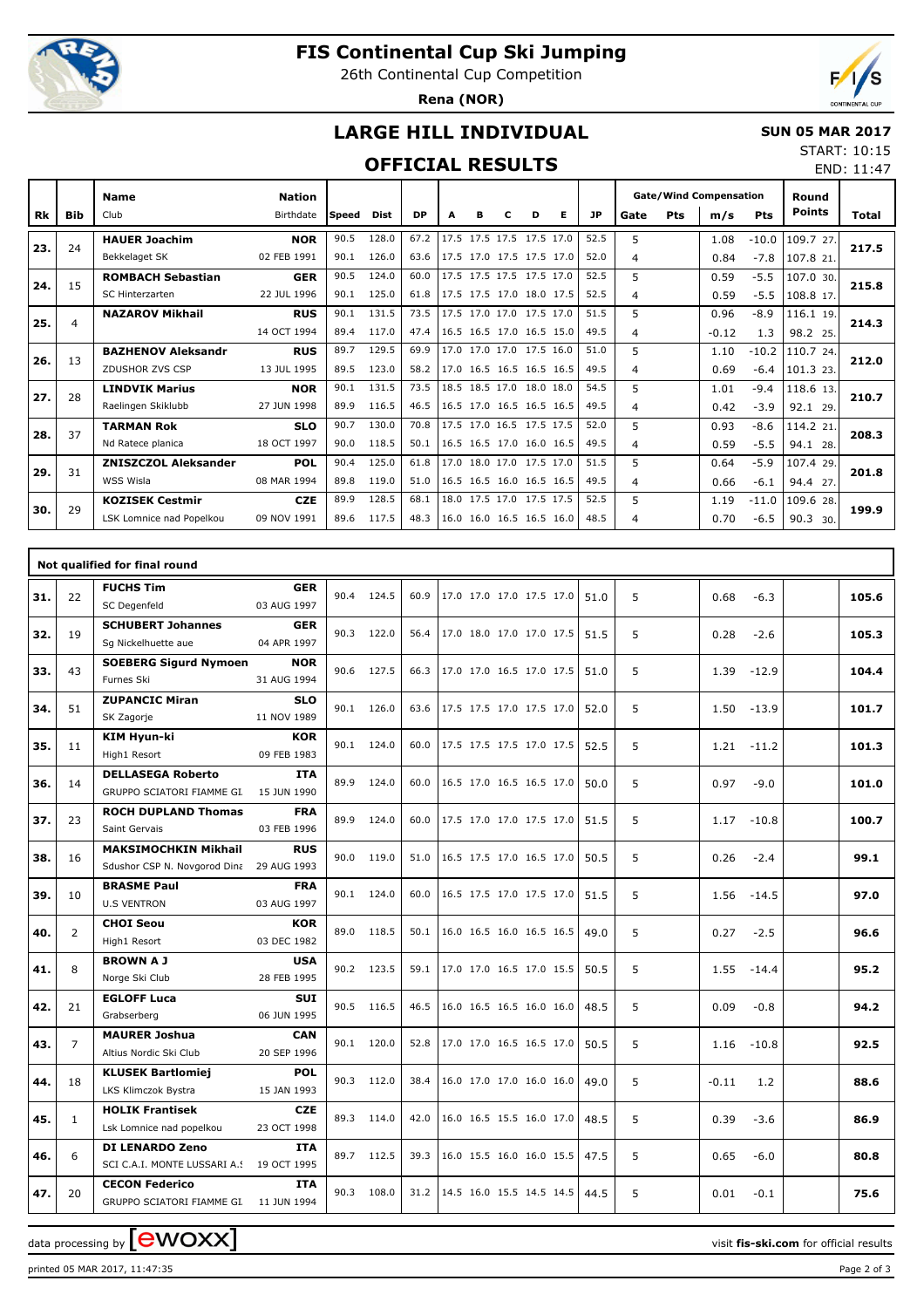# FIS Continental Cup Ski Jumping

26th Continental Cup Competition

**Rena (NOR)**

## LARGE HILL INDIVIDUAL

**SUN 05 MAR 2017**

START: 10:15
END: 11:47

## OFFICIAL RESULTS

| Rk | Bib | Name / Club | Nation / Birthdate | Speed | Dist | DP | A | B | C | D | E | JP | Gate | Pts | m/s | Pts | Round Points | Total |
|---|---|---|---|---|---|---|---|---|---|---|---|---|---|---|---|---|---|---|
| 23. | 24 | **HAUER Joachim** | **NOR** | 90.5 | 128.0 | 67.2 | 17.5 | 17.5 | 17.5 | 17.5 | 17.0 | 52.5 | 5 | | 1.08 | -10.0 | 109.7 27. | 217.5 |
| | | Bekkelaget SK | 02 FEB 1991 | 90.1 | 126.0 | 63.6 | 17.5 | 17.0 | 17.5 | 17.5 | 17.0 | 52.0 | 4 | | 0.84 | -7.8 | 107.8 21. | |
| 24. | 15 | **ROMBACH Sebastian** | **GER** | 90.5 | 124.0 | 60.0 | 17.5 | 17.5 | 17.5 | 17.5 | 17.0 | 52.5 | 5 | | 0.59 | -5.5 | 107.0 30. | 215.8 |
| | | SC Hinterzarten | 22 JUL 1996 | 90.1 | 125.0 | 61.8 | 17.5 | 17.5 | 17.0 | 18.0 | 17.5 | 52.5 | 4 | | 0.59 | -5.5 | 108.8 17. | |
| 25. | 4 | **NAZAROV Mikhail** | **RUS** | 90.1 | 131.5 | 73.5 | 17.5 | 17.0 | 17.0 | 17.5 | 17.0 | 51.5 | 5 | | 0.96 | -8.9 | 116.1 19. | 214.3 |
| | | | 14 OCT 1994 | 89.4 | 117.0 | 47.4 | 16.5 | 16.5 | 17.0 | 16.5 | 15.0 | 49.5 | 4 | | -0.12 | 1.3 | 98.2 25. | |
| 26. | 13 | **BAZHENOV Aleksandr** | **RUS** | 89.7 | 129.5 | 69.9 | 17.0 | 17.0 | 17.0 | 17.5 | 16.0 | 51.0 | 5 | | 1.10 | -10.2 | 110.7 24. | 212.0 |
| | | ZDUSHOR ZVS CSP | 13 JUL 1995 | 89.5 | 123.0 | 58.2 | 17.0 | 16.5 | 16.5 | 16.5 | 16.5 | 49.5 | 4 | | 0.69 | -6.4 | 101.3 23. | |
| 27. | 28 | **LINDVIK Marius** | **NOR** | 90.1 | 131.5 | 73.5 | 18.5 | 18.5 | 17.0 | 18.0 | 18.0 | 54.5 | 5 | | 1.01 | -9.4 | 118.6 13. | 210.7 |
| | | Raelingen Skiklubb | 27 JUN 1998 | 89.9 | 116.5 | 46.5 | 16.5 | 17.0 | 16.5 | 16.5 | 16.5 | 49.5 | 4 | | 0.42 | -3.9 | 92.1 29. | |
| 28. | 37 | **TARMAN Rok** | **SLO** | 90.7 | 130.0 | 70.8 | 17.5 | 17.0 | 16.5 | 17.5 | 17.5 | 52.0 | 5 | | 0.93 | -8.6 | 114.2 21. | 208.3 |
| | | Nd Ratece planica | 18 OCT 1997 | 90.0 | 118.5 | 50.1 | 16.5 | 16.5 | 17.0 | 16.0 | 16.5 | 49.5 | 4 | | 0.59 | -5.5 | 94.1 28. | |
| 29. | 31 | **ZNISZCZOL Aleksander** | **POL** | 90.4 | 125.0 | 61.8 | 17.0 | 18.0 | 17.0 | 17.5 | 17.0 | 51.5 | 5 | | 0.64 | -5.9 | 107.4 29. | 201.8 |
| | | WSS Wisla | 08 MAR 1994 | 89.8 | 119.0 | 51.0 | 16.5 | 16.5 | 16.0 | 16.5 | 16.5 | 49.5 | 4 | | 0.66 | -6.1 | 94.4 27. | |
| 30. | 29 | **KOZISEK Cestmir** | **CZE** | 89.9 | 128.5 | 68.1 | 18.0 | 17.5 | 17.0 | 17.5 | 17.5 | 52.5 | 5 | | 1.19 | -11.0 | 109.6 28. | 199.9 |
| | | LSK Lomnice nad Popelkou | 09 NOV 1991 | 89.6 | 117.5 | 48.3 | 16.0 | 16.0 | 16.5 | 16.5 | 16.0 | 48.5 | 4 | | 0.70 | -6.5 | 90.3 30. | |

### Not qualified for final round

| Rk | Bib | Name / Club | Nation / Birthdate | Speed | Dist | DP | A | B | C | D | E | JP | Gate | Pts | m/s | Pts | Round Points | Total |
|---|---|---|---|---|---|---|---|---|---|---|---|---|---|---|---|---|---|---|
| 31. | 22 | **FUCHS Tim** / SC Degenfeld | **GER** / 03 AUG 1997 | 90.4 | 124.5 | 60.9 | 17.0 | 17.0 | 17.0 | 17.5 | 17.0 | 51.0 | 5 | | 0.68 | -6.3 | | 105.6 |
| 32. | 19 | **SCHUBERT Johannes** / Sg Nickelhuette aue | **GER** / 04 APR 1997 | 90.3 | 122.0 | 56.4 | 17.0 | 18.0 | 17.0 | 17.0 | 17.5 | 51.5 | 5 | | 0.28 | -2.6 | | 105.3 |
| 33. | 43 | **SOEBERG Sigurd Nymoen** / Furnes Ski | **NOR** / 31 AUG 1994 | 90.6 | 127.5 | 66.3 | 17.0 | 17.0 | 16.5 | 17.0 | 17.5 | 51.0 | 5 | | 1.39 | -12.9 | | 104.4 |
| 34. | 51 | **ZUPANCIC Miran** / SK Zagorje | **SLO** / 11 NOV 1989 | 90.1 | 126.0 | 63.6 | 17.5 | 17.5 | 17.0 | 17.5 | 17.0 | 52.0 | 5 | | 1.50 | -13.9 | | 101.7 |
| 35. | 11 | **KIM Hyun-ki** / High1 Resort | **KOR** / 09 FEB 1983 | 90.1 | 124.0 | 60.0 | 17.5 | 17.5 | 17.5 | 17.0 | 17.5 | 52.5 | 5 | | 1.21 | -11.2 | | 101.3 |
| 36. | 14 | **DELLASEGA Roberto** / GRUPPO SCIATORI FIAMME GI. | **ITA** / 15 JUN 1990 | 89.9 | 124.0 | 60.0 | 16.5 | 17.0 | 16.5 | 16.5 | 17.0 | 50.0 | 5 | | 0.97 | -9.0 | | 101.0 |
| 37. | 23 | **ROCH DUPLAND Thomas** / Saint Gervais | **FRA** / 03 FEB 1996 | 89.9 | 124.0 | 60.0 | 17.5 | 17.0 | 17.0 | 17.5 | 17.0 | 51.5 | 5 | | 1.17 | -10.8 | | 100.7 |
| 38. | 16 | **MAKSIMOCHKIN Mikhail** / Sdushor CSP N. Novgorod Dina | **RUS** / 29 AUG 1993 | 90.0 | 119.0 | 51.0 | 16.5 | 17.5 | 17.0 | 16.5 | 17.0 | 50.5 | 5 | | 0.26 | -2.4 | | 99.1 |
| 39. | 10 | **BRASME Paul** / U.S VENTRON | **FRA** / 03 AUG 1997 | 90.1 | 124.0 | 60.0 | 16.5 | 17.5 | 17.0 | 17.5 | 17.0 | 51.5 | 5 | | 1.56 | -14.5 | | 97.0 |
| 40. | 2 | **CHOI Seou** / High1 Resort | **KOR** / 03 DEC 1982 | 89.0 | 118.5 | 50.1 | 16.0 | 16.5 | 16.0 | 16.5 | 16.5 | 49.0 | 5 | | 0.27 | -2.5 | | 96.6 |
| 41. | 8 | **BROWN A J** / Norge Ski Club | **USA** / 28 FEB 1995 | 90.2 | 123.5 | 59.1 | 17.0 | 17.0 | 16.5 | 17.0 | 15.5 | 50.5 | 5 | | 1.55 | -14.4 | | 95.2 |
| 42. | 21 | **EGLOFF Luca** / Grabserberg | **SUI** / 06 JUN 1995 | 90.5 | 116.5 | 46.5 | 16.0 | 16.5 | 16.5 | 16.0 | 16.0 | 48.5 | 5 | | 0.09 | -0.8 | | 94.2 |
| 43. | 7 | **MAURER Joshua** / Altius Nordic Ski Club | **CAN** / 20 SEP 1996 | 90.1 | 120.0 | 52.8 | 17.0 | 17.0 | 16.5 | 16.5 | 17.0 | 50.5 | 5 | | 1.16 | -10.8 | | 92.5 |
| 44. | 18 | **KLUSEK Bartlomiej** / LKS Klimczok Bystra | **POL** / 15 JAN 1993 | 90.3 | 112.0 | 38.4 | 16.0 | 17.0 | 17.0 | 16.0 | 16.0 | 49.0 | 5 | | -0.11 | 1.2 | | 88.6 |
| 45. | 1 | **HOLIK Frantisek** / Lsk Lomnice nad popelkou | **CZE** / 23 OCT 1998 | 89.3 | 114.0 | 42.0 | 16.0 | 16.5 | 15.5 | 16.0 | 17.0 | 48.5 | 5 | | 0.39 | -3.6 | | 86.9 |
| 46. | 6 | **DI LENARDO Zeno** / SCI C.A.I. MONTE LUSSARI A.S | **ITA** / 19 OCT 1995 | 89.7 | 112.5 | 39.3 | 16.0 | 15.5 | 16.0 | 16.0 | 15.5 | 47.5 | 5 | | 0.65 | -6.0 | | 80.8 |
| 47. | 20 | **CECON Federico** / GRUPPO SCIATORI FIAMME GI. | **ITA** / 11 JUN 1994 | 90.3 | 108.0 | 31.2 | 14.5 | 16.0 | 15.5 | 14.5 | 14.5 | 44.5 | 5 | | 0.01 | -0.1 | | 75.6 |

data processing by ewoxx — visit **fis-ski.com** for official results

printed 05 MAR 2017, 11:47:35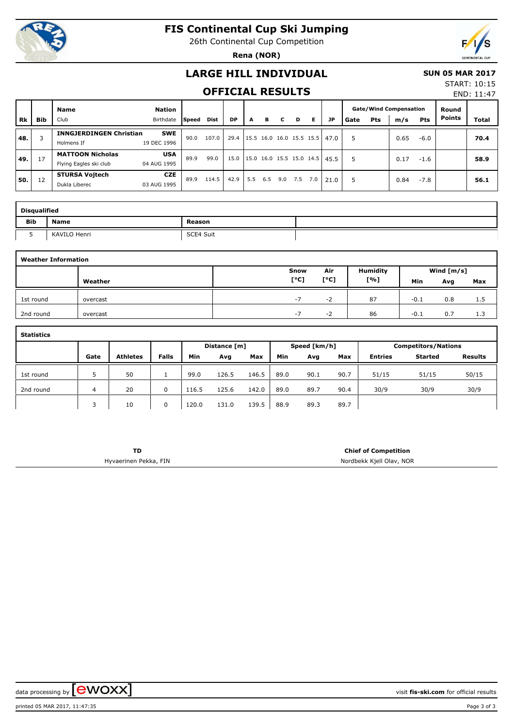# FIS Continental Cup Ski Jumping

26th Continental Cup Competition

**Rena (NOR)**

## LARGE HILL INDIVIDUAL

**SUN 05 MAR 2017**

START: 10:15

END: 11:47

## OFFICIAL RESULTS

| Rk | Bib | Name / Club | Nation / Birthdate | Speed | Dist | DP | A | B | C | D | E | JP | Gate | Pts | m/s | Pts | Round Points | Total |
|---|---|---|---|---|---|---|---|---|---|---|---|---|---|---|---|---|---|---|
| 48. | 3 | **INNGJERDINGEN Christian** Holmens If | **SWE** 19 DEC 1996 | 90.0 | 107.0 | 29.4 | 15.5 | 16.0 | 16.0 | 15.5 | 15.5 | 47.0 | 5 | | 0.65 | -6.0 | | **70.4** |
| 49. | 17 | **MATTOON Nicholas** Flying Eagles ski club | **USA** 04 AUG 1995 | 89.9 | 99.0 | 15.0 | 15.0 | 16.0 | 15.5 | 15.0 | 14.5 | 45.5 | 5 | | 0.17 | -1.6 | | **58.9** |
| 50. | 12 | **STURSA Vojtech** Dukla Liberec | **CZE** 03 AUG 1995 | 89.9 | 114.5 | 42.9 | 5.5 | 6.5 | 9.0 | 7.5 | 7.0 | 21.0 | 5 | | 0.84 | -7.8 | | **56.1** |

### Disqualified

| Bib | Name | Reason |
|---|---|---|
| 5 | KAVILO Henri | SCE4 Suit |

### Weather Information

| | Weather | Snow [°C] | Air [°C] | Humidity [%] | Wind [m/s] Min | Avg | Max |
|---|---|---|---|---|---|---|---|
| 1st round | overcast | -7 | -2 | 87 | -0.1 | 0.8 | 1.5 |
| 2nd round | overcast | -7 | -2 | 86 | -0.1 | 0.7 | 1.3 |

### Statistics

| | Gate | Athletes | Falls | Distance [m] Min | Avg | Max | Speed [km/h] Min | Avg | Max | Competitors/Nations Entries | Started | Results |
|---|---|---|---|---|---|---|---|---|---|---|---|---|
| 1st round | 5 | 50 | 1 | 99.0 | 126.5 | 146.5 | 89.0 | 90.1 | 90.7 | 51/15 | 51/15 | 50/15 |
| 2nd round | 4 | 20 | 0 | 116.5 | 125.6 | 142.0 | 89.0 | 89.7 | 90.4 | 30/9 | 30/9 | 30/9 |
| | 3 | 10 | 0 | 120.0 | 131.0 | 139.5 | 88.9 | 89.3 | 89.7 | | | |

| TD | Chief of Competition |
|---|---|
| Hyvaerinen Pekka, FIN | Nordbekk Kjell Olav, NOR |

data processing by [ewoxx] visit **fis-ski.com** for official results

printed 05 MAR 2017, 11:47:35